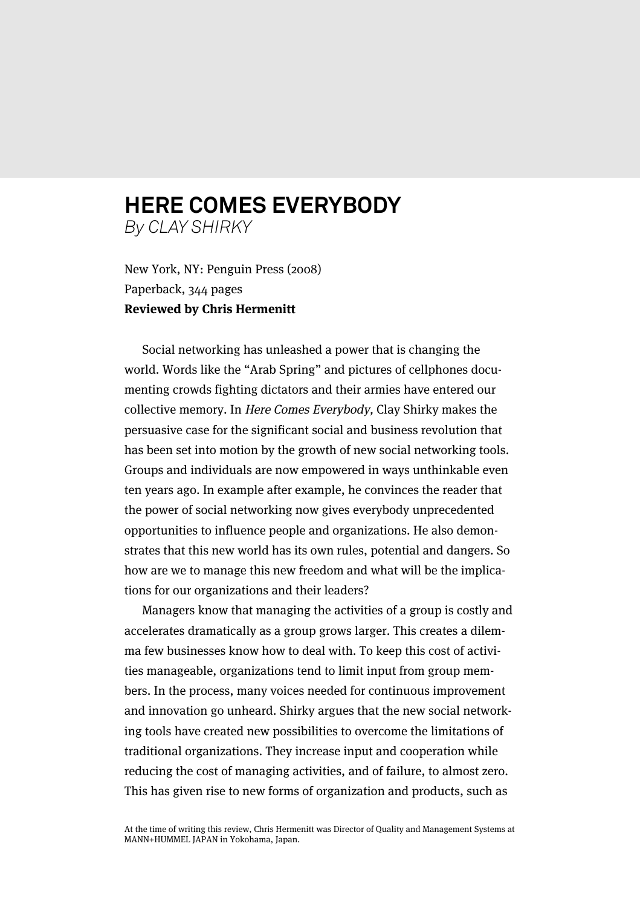# HERE COMES EVERYBODY

*By CLAY SHIRKY*

New York, NY: Penguin Press (2008)
Paperback, 344 pages
**Reviewed by Chris Hermenitt**

Social networking has unleashed a power that is changing the world. Words like the "Arab Spring" and pictures of cellphones documenting crowds fighting dictators and their armies have entered our collective memory. In *Here Comes Everybody,* Clay Shirky makes the persuasive case for the significant social and business revolution that has been set into motion by the growth of new social networking tools. Groups and individuals are now empowered in ways unthinkable even ten years ago. In example after example, he convinces the reader that the power of social networking now gives everybody unprecedented opportunities to influence people and organizations. He also demonstrates that this new world has its own rules, potential and dangers. So how are we to manage this new freedom and what will be the implications for our organizations and their leaders?

Managers know that managing the activities of a group is costly and accelerates dramatically as a group grows larger. This creates a dilemma few businesses know how to deal with. To keep this cost of activities manageable, organizations tend to limit input from group members. In the process, many voices needed for continuous improvement and innovation go unheard. Shirky argues that the new social networking tools have created new possibilities to overcome the limitations of traditional organizations. They increase input and cooperation while reducing the cost of managing activities, and of failure, to almost zero. This has given rise to new forms of organization and products, such as

At the time of writing this review, Chris Hermenitt was Director of Quality and Management Systems at MANN+HUMMEL JAPAN in Yokohama, Japan.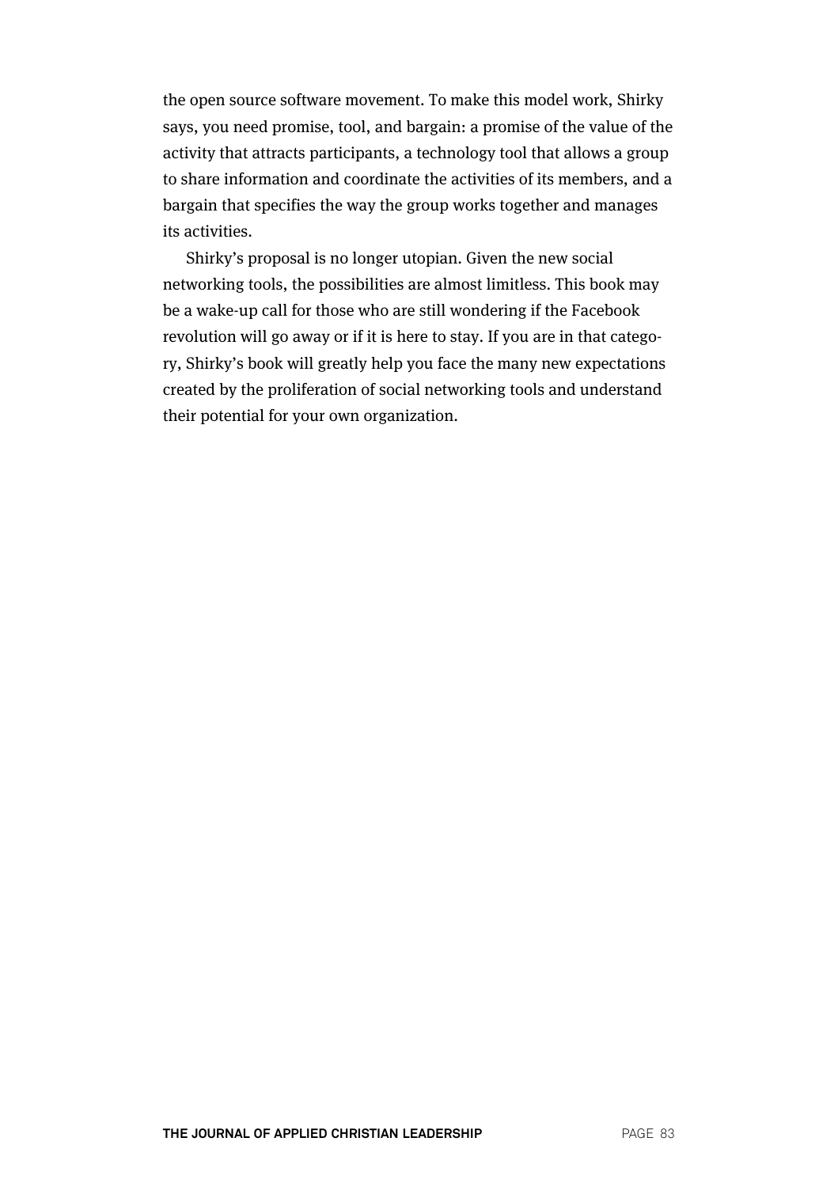the open source software movement. To make this model work, Shirky says, you need promise, tool, and bargain: a promise of the value of the activity that attracts participants, a technology tool that allows a group to share information and coordinate the activities of its members, and a bargain that specifies the way the group works together and manages its activities.

Shirky's proposal is no longer utopian. Given the new social networking tools, the possibilities are almost limitless. This book may be a wake-up call for those who are still wondering if the Facebook revolution will go away or if it is here to stay. If you are in that category, Shirky's book will greatly help you face the many new expectations created by the proliferation of social networking tools and understand their potential for your own organization.